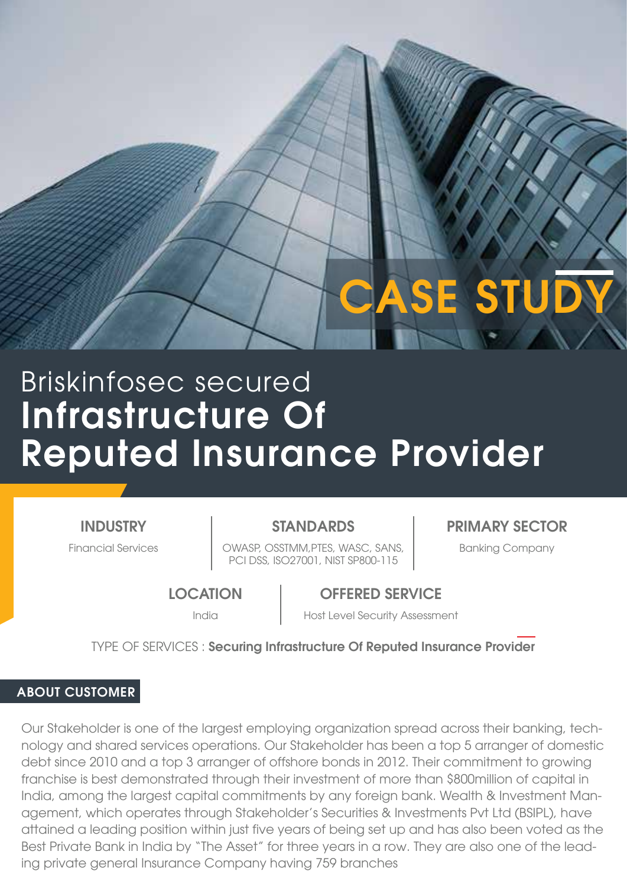# CASE STUDY

# Briskinfosec secured **Infrastructure Of Reputed Insurance Provider**

| INDUSTRY | STANDARDS | PRIMARY SECTOR |
|---|---|---|
| Financial Services | OWASP, OSSTMM,PTES, WASC, SANS, PCI DSS, ISO27001, NIST SP800-115 | Banking Company |

| LOCATION | OFFERED SERVICE |
|---|---|
| India | Host Level Security Assessment |

TYPE OF SERVICES : **Securing Infrastructure Of Reputed Insurance Provider**

## ABOUT CUSTOMER

Our Stakeholder is one of the largest employing organization spread across their banking, technology and shared services operations. Our Stakeholder has been a top 5 arranger of domestic debt since 2010 and a top 3 arranger of offshore bonds in 2012. Their commitment to growing franchise is best demonstrated through their investment of more than $800million of capital in India, among the largest capital commitments by any foreign bank. Wealth & Investment Management, which operates through Stakeholder's Securities & Investments Pvt Ltd (BSIPL), have attained a leading position within just five years of being set up and has also been voted as the Best Private Bank in India by "The Asset" for three years in a row. They are also one of the leading private general Insurance Company having 759 branches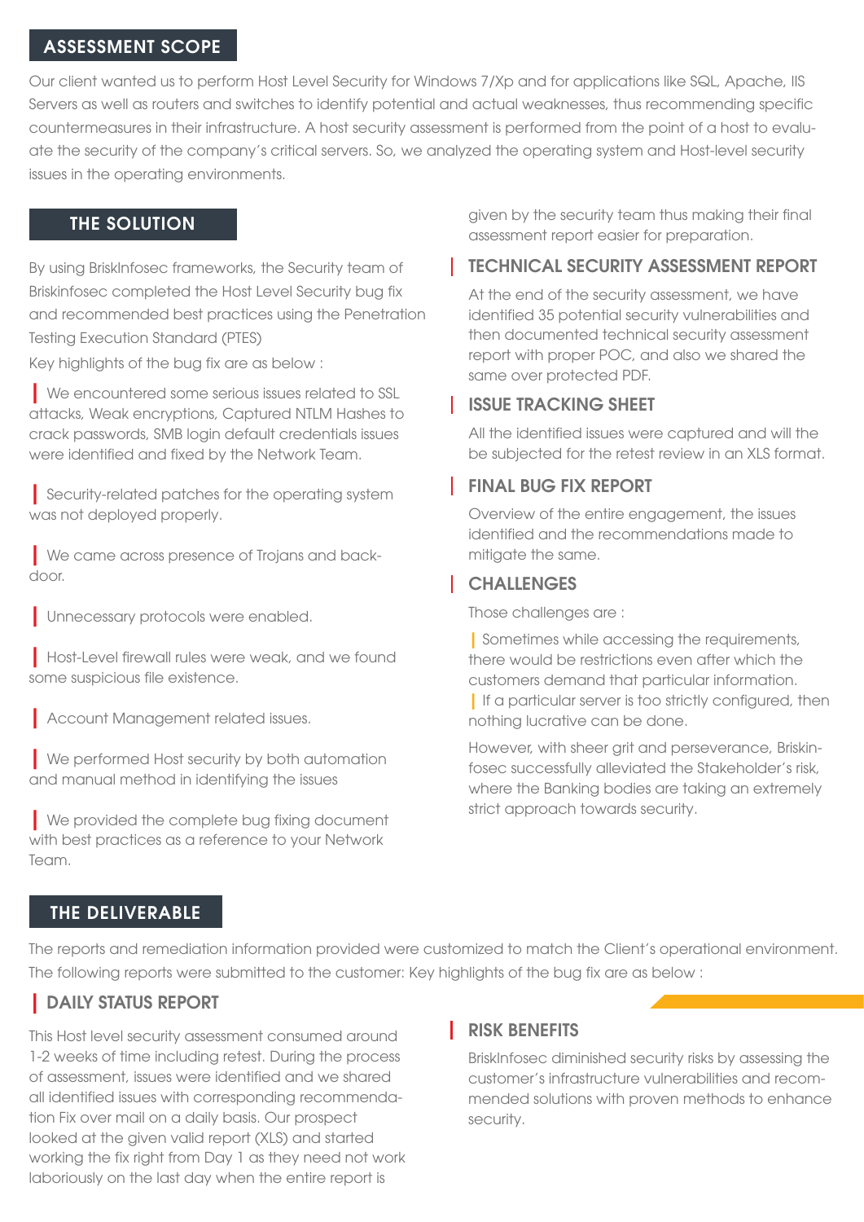## ASSESSMENT SCOPE

Our client wanted us to perform Host Level Security for Windows 7/Xp and for applications like SQL, Apache, IIS Servers as well as routers and switches to identify potential and actual weaknesses, thus recommending specific countermeasures in their infrastructure. A host security assessment is performed from the point of a host to evaluate the security of the company's critical servers. So, we analyzed the operating system and Host-level security issues in the operating environments.

## THE SOLUTION

By using BriskInfosec frameworks, the Security team of Briskinfosec completed the Host Level Security bug fix and recommended best practices using the Penetration Testing Execution Standard (PTES)

Key highlights of the bug fix are as below :

- We encountered some serious issues related to SSL attacks, Weak encryptions, Captured NTLM Hashes to crack passwords, SMB login default credentials issues were identified and fixed by the Network Team.
- Security-related patches for the operating system was not deployed properly.
- We came across presence of Trojans and back-door.
- Unnecessary protocols were enabled.
- Host-Level firewall rules were weak, and we found some suspicious file existence.
- Account Management related issues.
- We performed Host security by both automation and manual method in identifying the issues
- We provided the complete bug fixing document with best practices as a reference to your Network Team.

## THE DELIVERABLE

The reports and remediation information provided were customized to match the Client's operational environment. The following reports were submitted to the customer: Key highlights of the bug fix are as below :

### DAILY STATUS REPORT

This Host level security assessment consumed around 1-2 weeks of time including retest. During the process of assessment, issues were identified and we shared all identified issues with corresponding recommendation Fix over mail on a daily basis. Our prospect looked at the given valid report (XLS) and started working the fix right from Day 1 as they need not work laboriously on the last day when the entire report is given by the security team thus making their final assessment report easier for preparation.

### TECHNICAL SECURITY ASSESSMENT REPORT

At the end of the security assessment, we have identified 35 potential security vulnerabilities and then documented technical security assessment report with proper POC, and also we shared the same over protected PDF.

### ISSUE TRACKING SHEET

All the identified issues were captured and will the be subjected for the retest review in an XLS format.

### FINAL BUG FIX REPORT

Overview of the entire engagement, the issues identified and the recommendations made to mitigate the same.

### CHALLENGES

Those challenges are :

- Sometimes while accessing the requirements, there would be restrictions even after which the customers demand that particular information.
- If a particular server is too strictly configured, then nothing lucrative can be done.

However, with sheer grit and perseverance, Briskinfosec successfully alleviated the Stakeholder's risk, where the Banking bodies are taking an extremely strict approach towards security.

### RISK BENEFITS

BriskInfosec diminished security risks by assessing the customer's infrastructure vulnerabilities and recommended solutions with proven methods to enhance security.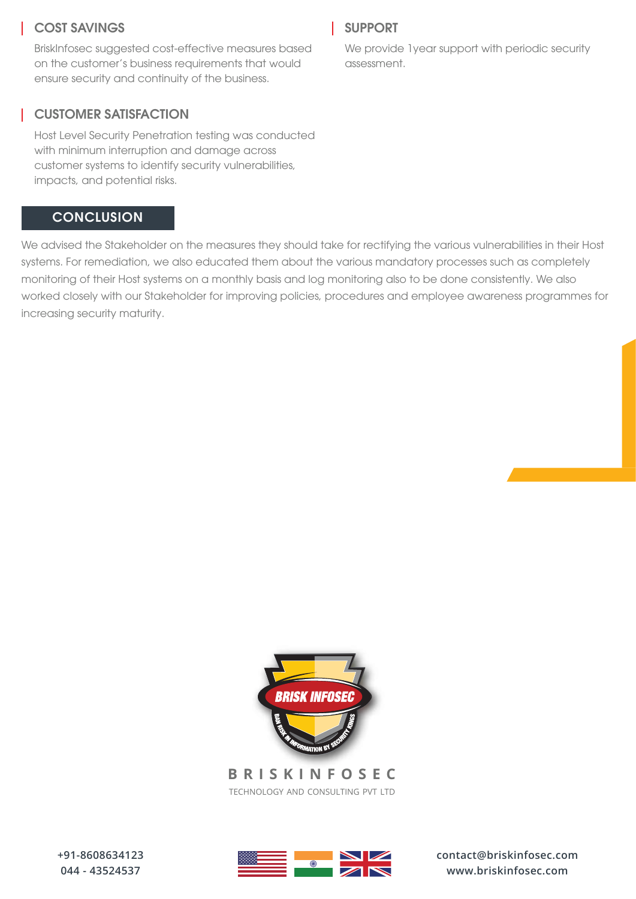## COST SAVINGS

BriskInfosec suggested cost-effective measures based on the customer's business requirements that would ensure security and continuity of the business.

## SUPPORT

We provide 1year support with periodic security assessment.

## CUSTOMER SATISFACTION

Host Level Security Penetration testing was conducted with minimum interruption and damage across customer systems to identify security vulnerabilities, impacts, and potential risks.

## CONCLUSION

We advised the Stakeholder on the measures they should take for rectifying the various vulnerabilities in their Host systems. For remediation, we also educated them about the various mandatory processes such as completely monitoring of their Host systems on a monthly basis and log monitoring also to be done consistently. We also worked closely with our Stakeholder for improving policies, procedures and employee awareness programmes for increasing security maturity.

BRISKINFOSEC

TECHNOLOGY AND CONSULTING PVT LTD

+91-8608634123
044 - 43524537

contact@briskinfosec.com
www.briskinfosec.com